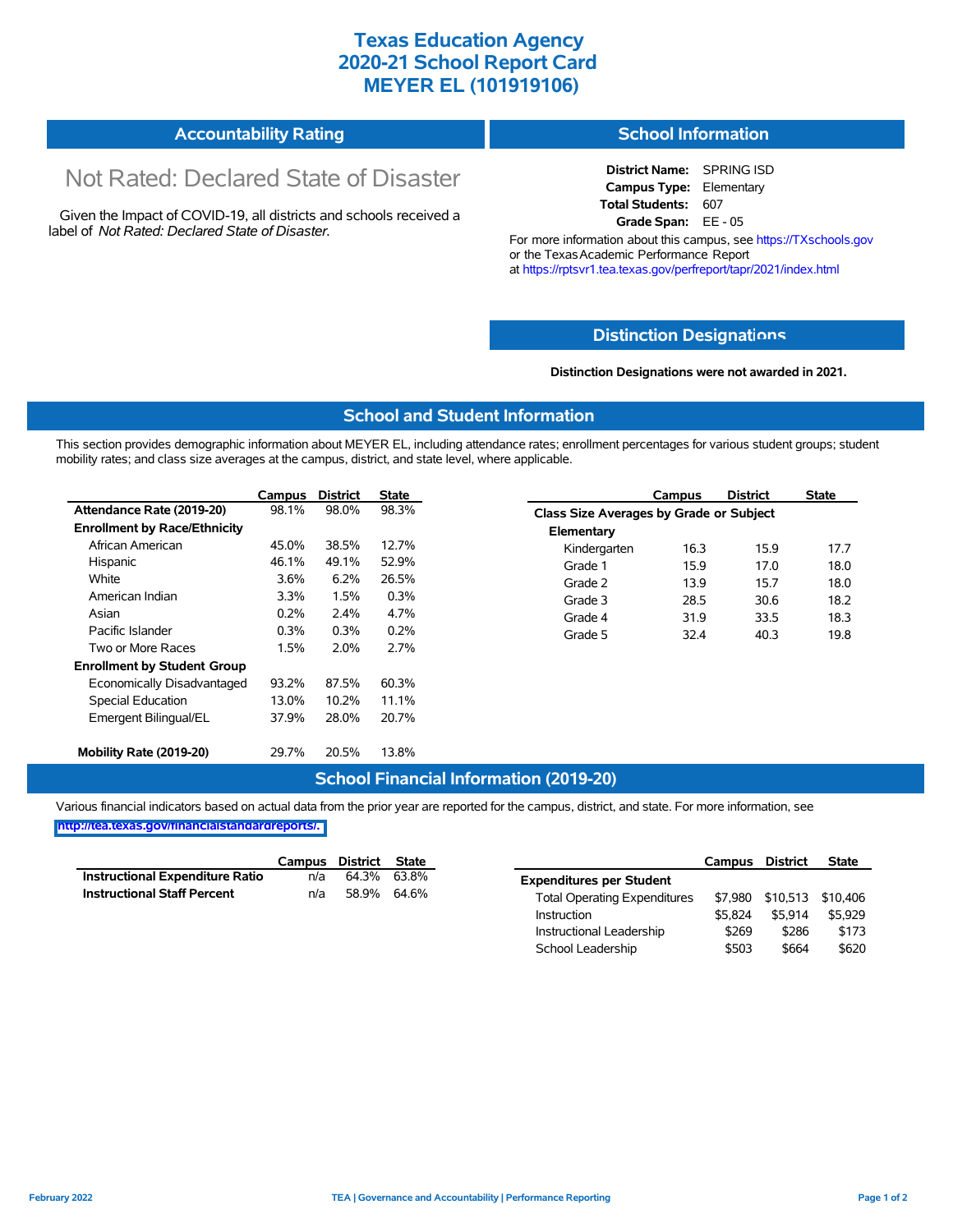# Texas Education Agency
# 2020-21 School Report Card
# MEYER EL (101919106)

## Accountability Rating

Not Rated: Declared State of Disaster

Given the Impact of COVID-19, all districts and schools received a label of *Not Rated: Declared State of Disaster*.

## School Information

**District Name:** SPRING ISD
**Campus Type:** Elementary
**Total Students:** 607
**Grade Span:** EE - 05

For more information about this campus, see https://TXschools.gov or the Texas Academic Performance Report at https://rptsvr1.tea.texas.gov/perfreport/tapr/2021/index.html

## Distinction Designations

**Distinction Designations were not awarded in 2021.**

## School and Student Information

This section provides demographic information about MEYER EL, including attendance rates; enrollment percentages for various student groups; student mobility rates; and class size averages at the campus, district, and state level, where applicable.

| | Campus | District | State |
|---|---|---|---|
| **Attendance Rate (2019-20)** | 98.1% | 98.0% | 98.3% |
| **Enrollment by Race/Ethnicity** | | | |
| African American | 45.0% | 38.5% | 12.7% |
| Hispanic | 46.1% | 49.1% | 52.9% |
| White | 3.6% | 6.2% | 26.5% |
| American Indian | 3.3% | 1.5% | 0.3% |
| Asian | 0.2% | 2.4% | 4.7% |
| Pacific Islander | 0.3% | 0.3% | 0.2% |
| Two or More Races | 1.5% | 2.0% | 2.7% |
| **Enrollment by Student Group** | | | |
| Economically Disadvantaged | 93.2% | 87.5% | 60.3% |
| Special Education | 13.0% | 10.2% | 11.1% |
| Emergent Bilingual/EL | 37.9% | 28.0% | 20.7% |
| **Mobility Rate (2019-20)** | 29.7% | 20.5% | 13.8% |

| | Campus | District | State |
|---|---|---|---|
| **Class Size Averages by Grade or Subject** | | | |
| **Elementary** | | | |
| Kindergarten | 16.3 | 15.9 | 17.7 |
| Grade 1 | 15.9 | 17.0 | 18.0 |
| Grade 2 | 13.9 | 15.7 | 18.0 |
| Grade 3 | 28.5 | 30.6 | 18.2 |
| Grade 4 | 31.9 | 33.5 | 18.3 |
| Grade 5 | 32.4 | 40.3 | 19.8 |

## School Financial Information (2019-20)

Various financial indicators based on actual data from the prior year are reported for the campus, district, and state. For more information, see http://tea.texas.gov/financialstandardreports/.

| | Campus | District | State |
|---|---|---|---|
| **Instructional Expenditure Ratio** | n/a | 64.3% | 63.8% |
| **Instructional Staff Percent** | n/a | 58.9% | 64.6% |

| | Campus | District | State |
|---|---|---|---|
| **Expenditures per Student** | | | |
| Total Operating Expenditures | $7,980 | $10,513 | $10,406 |
| Instruction | $5,824 | $5,914 | $5,929 |
| Instructional Leadership | $269 | $286 | $173 |
| School Leadership | $503 | $664 | $620 |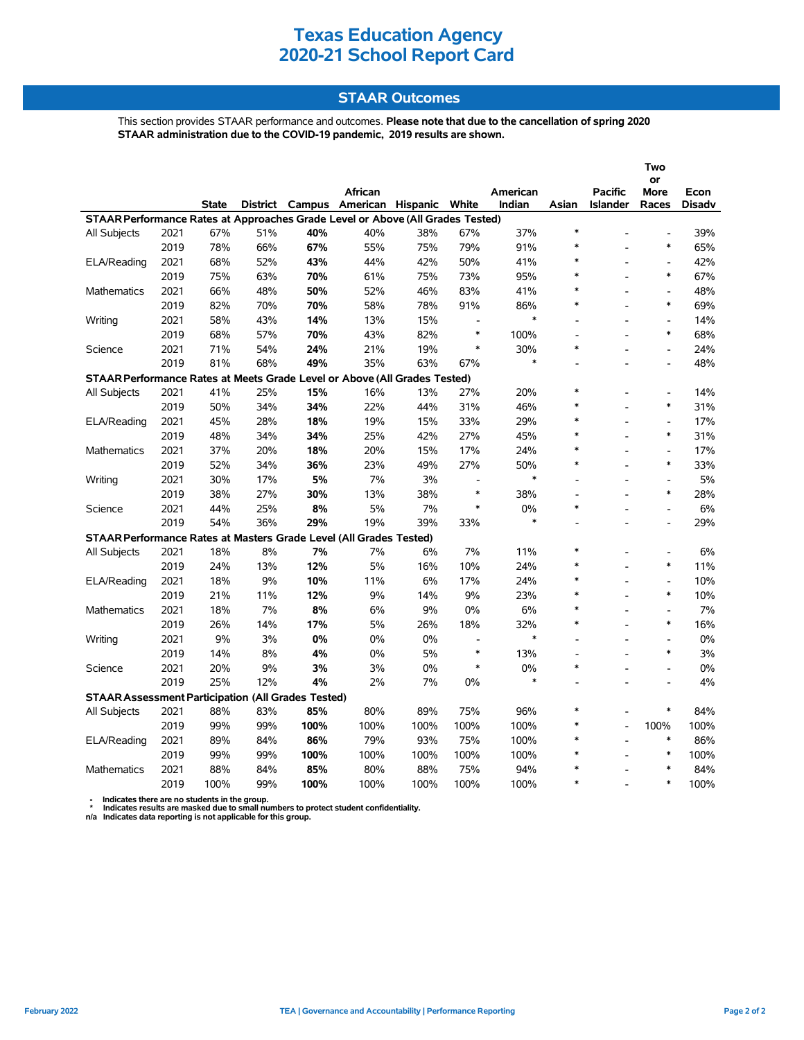# Texas Education Agency
# 2020-21 School Report Card

## STAAR Outcomes

This section provides STAAR performance and outcomes. **Please note that due to the cancellation of spring 2020 STAAR administration due to the COVID-19 pandemic, 2019 results are shown.**

| | | State | District | Campus | African American | Hispanic | White | American Indian | Asian | Pacific Islander | Two or More Races | Econ Disadv |
|---|---|---|---|---|---|---|---|---|---|---|---|---|
| **STAAR Performance Rates at Approaches Grade Level or Above (All Grades Tested)** | | | | | | | | | | | | |
| All Subjects | 2021 | 67% | 51% | **40%** | 40% | 38% | 67% | 37% | * | - | - | 39% |
| | 2019 | 78% | 66% | **67%** | 55% | 75% | 79% | 91% | * | - | * | 65% |
| ELA/Reading | 2021 | 68% | 52% | **43%** | 44% | 42% | 50% | 41% | * | - | - | 42% |
| | 2019 | 75% | 63% | **70%** | 61% | 75% | 73% | 95% | * | - | * | 67% |
| Mathematics | 2021 | 66% | 48% | **50%** | 52% | 46% | 83% | 41% | * | - | - | 48% |
| | 2019 | 82% | 70% | **70%** | 58% | 78% | 91% | 86% | * | - | * | 69% |
| Writing | 2021 | 58% | 43% | **14%** | 13% | 15% | - | * | - | - | - | 14% |
| | 2019 | 68% | 57% | **70%** | 43% | 82% | * | 100% | - | - | * | 68% |
| Science | 2021 | 71% | 54% | **24%** | 21% | 19% | * | 30% | * | - | - | 24% |
| | 2019 | 81% | 68% | **49%** | 35% | 63% | 67% | * | - | - | - | 48% |
| **STAAR Performance Rates at Meets Grade Level or Above (All Grades Tested)** | | | | | | | | | | | | |
| All Subjects | 2021 | 41% | 25% | **15%** | 16% | 13% | 27% | 20% | * | - | - | 14% |
| | 2019 | 50% | 34% | **34%** | 22% | 44% | 31% | 46% | * | - | * | 31% |
| ELA/Reading | 2021 | 45% | 28% | **18%** | 19% | 15% | 33% | 29% | * | - | - | 17% |
| | 2019 | 48% | 34% | **34%** | 25% | 42% | 27% | 45% | * | - | * | 31% |
| Mathematics | 2021 | 37% | 20% | **18%** | 20% | 15% | 17% | 24% | * | - | - | 17% |
| | 2019 | 52% | 34% | **36%** | 23% | 49% | 27% | 50% | * | - | * | 33% |
| Writing | 2021 | 30% | 17% | **5%** | 7% | 3% | - | * | - | - | - | 5% |
| | 2019 | 38% | 27% | **30%** | 13% | 38% | * | 38% | - | - | * | 28% |
| Science | 2021 | 44% | 25% | **8%** | 5% | 7% | * | 0% | * | - | - | 6% |
| | 2019 | 54% | 36% | **29%** | 19% | 39% | 33% | * | - | - | - | 29% |
| **STAAR Performance Rates at Masters Grade Level (All Grades Tested)** | | | | | | | | | | | | |
| All Subjects | 2021 | 18% | 8% | **7%** | 7% | 6% | 7% | 11% | * | - | - | 6% |
| | 2019 | 24% | 13% | **12%** | 5% | 16% | 10% | 24% | * | - | * | 11% |
| ELA/Reading | 2021 | 18% | 9% | **10%** | 11% | 6% | 17% | 24% | * | - | - | 10% |
| | 2019 | 21% | 11% | **12%** | 9% | 14% | 9% | 23% | * | - | * | 10% |
| Mathematics | 2021 | 18% | 7% | **8%** | 6% | 9% | 0% | 6% | * | - | - | 7% |
| | 2019 | 26% | 14% | **17%** | 5% | 26% | 18% | 32% | * | - | * | 16% |
| Writing | 2021 | 9% | 3% | **0%** | 0% | 0% | - | * | - | - | - | 0% |
| | 2019 | 14% | 8% | **4%** | 0% | 5% | * | 13% | - | - | * | 3% |
| Science | 2021 | 20% | 9% | **3%** | 3% | 0% | * | 0% | * | - | - | 0% |
| | 2019 | 25% | 12% | **4%** | 2% | 7% | 0% | * | - | - | - | 4% |
| **STAAR Assessment Participation (All Grades Tested)** | | | | | | | | | | | | |
| All Subjects | 2021 | 88% | 83% | **85%** | 80% | 89% | 75% | 96% | * | - | * | 84% |
| | 2019 | 99% | 99% | **100%** | 100% | 100% | 100% | 100% | * | - | 100% | 100% |
| ELA/Reading | 2021 | 89% | 84% | **86%** | 79% | 93% | 75% | 100% | * | - | * | 86% |
| | 2019 | 99% | 99% | **100%** | 100% | 100% | 100% | 100% | * | - | * | 100% |
| Mathematics | 2021 | 88% | 84% | **85%** | 80% | 88% | 75% | 94% | * | - | * | 84% |
| | 2019 | 100% | 99% | **100%** | 100% | 100% | 100% | 100% | * | - | * | 100% |

- Indicates there are no students in the group.
* Indicates results are masked due to small numbers to protect student confidentiality.
n/a Indicates data reporting is not applicable for this group.